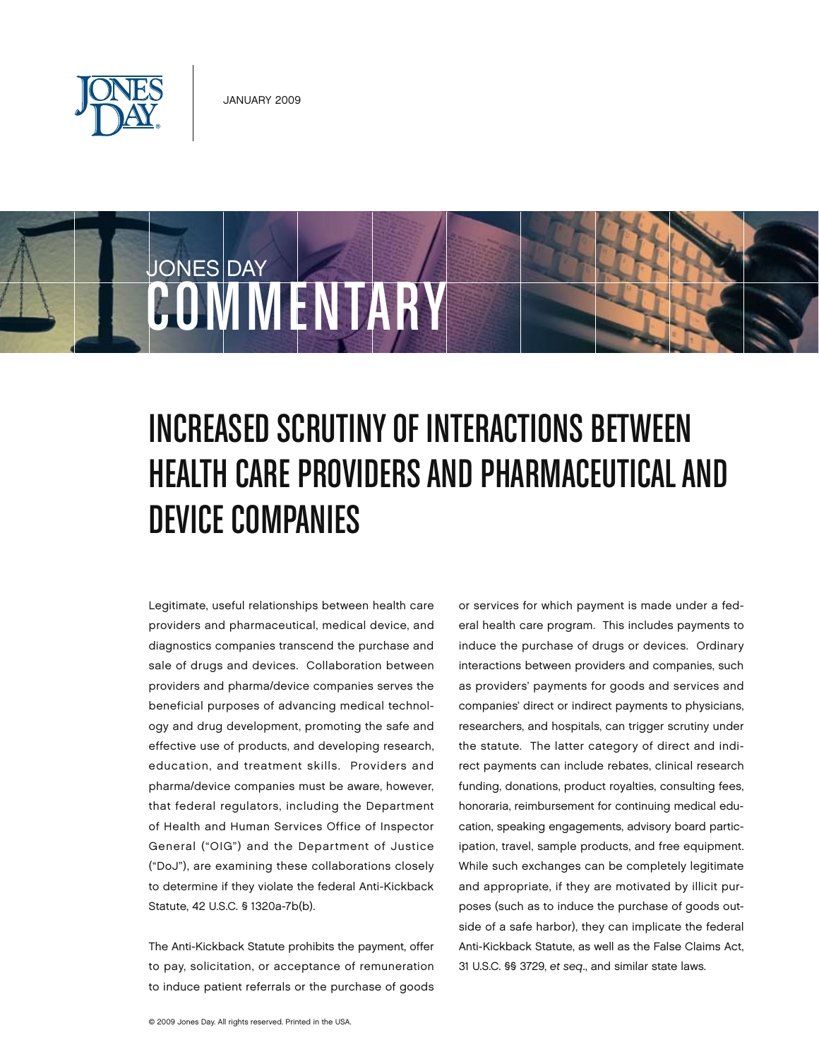JANUARY 2009

JONES DAY

COMMENTARY

# INCREASED SCRUTINY OF INTERACTIONS BETWEEN HEALTH CARE PROVIDERS AND PHARMACEUTICAL AND DEVICE COMPANIES

Legitimate, useful relationships between health care providers and pharmaceutical, medical device, and diagnostics companies transcend the purchase and sale of drugs and devices. Collaboration between providers and pharma/device companies serves the beneficial purposes of advancing medical technology and drug development, promoting the safe and effective use of products, and developing research, education, and treatment skills. Providers and pharma/device companies must be aware, however, that federal regulators, including the Department of Health and Human Services Office of Inspector General ("OIG") and the Department of Justice ("DoJ"), are examining these collaborations closely to determine if they violate the federal Anti-Kickback Statute, 42 U.S.C. § 1320a-7b(b).

The Anti-Kickback Statute prohibits the payment, offer to pay, solicitation, or acceptance of remuneration to induce patient referrals or the purchase of goods or services for which payment is made under a federal health care program. This includes payments to induce the purchase of drugs or devices. Ordinary interactions between providers and companies, such as providers' payments for goods and services and companies' direct or indirect payments to physicians, researchers, and hospitals, can trigger scrutiny under the statute. The latter category of direct and indirect payments can include rebates, clinical research funding, donations, product royalties, consulting fees, honoraria, reimbursement for continuing medical education, speaking engagements, advisory board participation, travel, sample products, and free equipment. While such exchanges can be completely legitimate and appropriate, if they are motivated by illicit purposes (such as to induce the purchase of goods outside of a safe harbor), they can implicate the federal Anti-Kickback Statute, as well as the False Claims Act, 31 U.S.C. §§ 3729, *et seq*., and similar state laws.

© 2009 Jones Day. All rights reserved. Printed in the USA.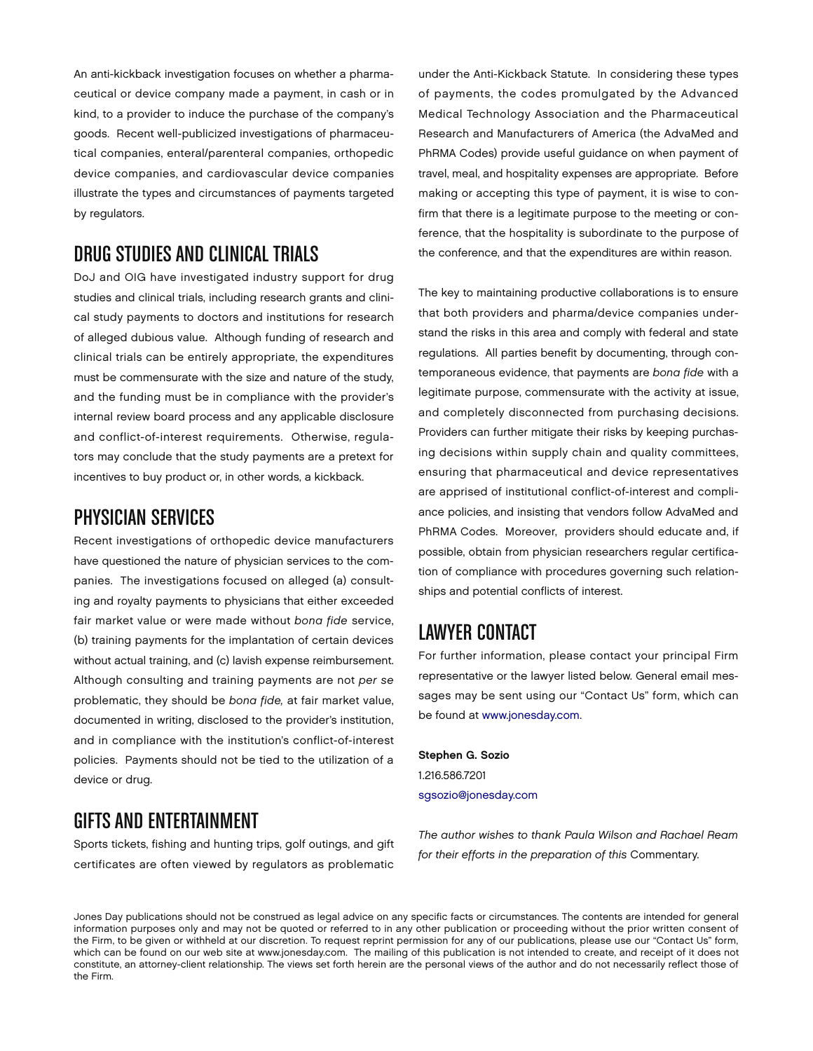An anti-kickback investigation focuses on whether a pharmaceutical or device company made a payment, in cash or in kind, to a provider to induce the purchase of the company's goods. Recent well-publicized investigations of pharmaceutical companies, enteral/parenteral companies, orthopedic device companies, and cardiovascular device companies illustrate the types and circumstances of payments targeted by regulators.

## DRUG STUDIES AND CLINICAL TRIALS

DoJ and OIG have investigated industry support for drug studies and clinical trials, including research grants and clinical study payments to doctors and institutions for research of alleged dubious value. Although funding of research and clinical trials can be entirely appropriate, the expenditures must be commensurate with the size and nature of the study, and the funding must be in compliance with the provider's internal review board process and any applicable disclosure and conflict-of-interest requirements. Otherwise, regulators may conclude that the study payments are a pretext for incentives to buy product or, in other words, a kickback.

## PHYSICIAN SERVICES

Recent investigations of orthopedic device manufacturers have questioned the nature of physician services to the companies. The investigations focused on alleged (a) consulting and royalty payments to physicians that either exceeded fair market value or were made without *bona fide* service, (b) training payments for the implantation of certain devices without actual training, and (c) lavish expense reimbursement. Although consulting and training payments are not *per se* problematic, they should be *bona fide,* at fair market value, documented in writing, disclosed to the provider's institution, and in compliance with the institution's conflict-of-interest policies. Payments should not be tied to the utilization of a device or drug.

## GIFTS AND ENTERTAINMENT

Sports tickets, fishing and hunting trips, golf outings, and gift certificates are often viewed by regulators as problematic under the Anti-Kickback Statute. In considering these types of payments, the codes promulgated by the Advanced Medical Technology Association and the Pharmaceutical Research and Manufacturers of America (the AdvaMed and PhRMA Codes) provide useful guidance on when payment of travel, meal, and hospitality expenses are appropriate. Before making or accepting this type of payment, it is wise to confirm that there is a legitimate purpose to the meeting or conference, that the hospitality is subordinate to the purpose of the conference, and that the expenditures are within reason.

The key to maintaining productive collaborations is to ensure that both providers and pharma/device companies understand the risks in this area and comply with federal and state regulations. All parties benefit by documenting, through contemporaneous evidence, that payments are *bona fide* with a legitimate purpose, commensurate with the activity at issue, and completely disconnected from purchasing decisions. Providers can further mitigate their risks by keeping purchasing decisions within supply chain and quality committees, ensuring that pharmaceutical and device representatives are apprised of institutional conflict-of-interest and compliance policies, and insisting that vendors follow AdvaMed and PhRMA Codes. Moreover, providers should educate and, if possible, obtain from physician researchers regular certification of compliance with procedures governing such relationships and potential conflicts of interest.

## LAWYER CONTACT

For further information, please contact your principal Firm representative or the lawyer listed below. General email messages may be sent using our "Contact Us" form, which can be found at www.jonesday.com.

**Stephen G. Sozio**
1.216.586.7201
sgsozio@jonesday.com

*The author wishes to thank Paula Wilson and Rachael Ream for their efforts in the preparation of this* Commentary.

Jones Day publications should not be construed as legal advice on any specific facts or circumstances. The contents are intended for general information purposes only and may not be quoted or referred to in any other publication or proceeding without the prior written consent of the Firm, to be given or withheld at our discretion. To request reprint permission for any of our publications, please use our "Contact Us" form, which can be found on our web site at www.jonesday.com. The mailing of this publication is not intended to create, and receipt of it does not constitute, an attorney-client relationship. The views set forth herein are the personal views of the author and do not necessarily reflect those of the Firm.